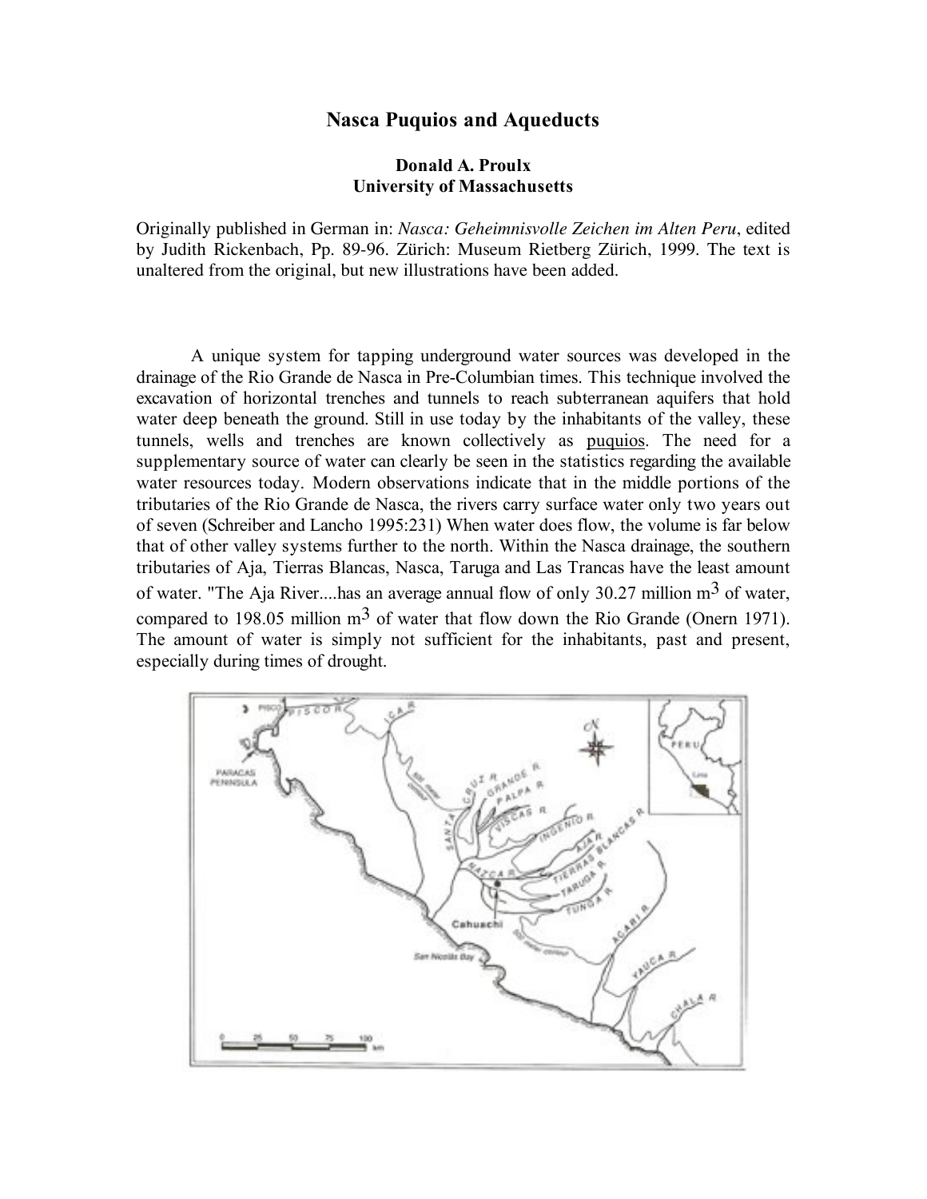# Nasca Puquios and Aqueducts

**Donald A. Proulx**
**University of Massachusetts**

Originally published in German in: *Nasca: Geheimnisvolle Zeichen im Alten Peru*, edited by Judith Rickenbach, Pp. 89-96. Zürich: Museum Rietberg Zürich, 1999. The text is unaltered from the original, but new illustrations have been added.

A unique system for tapping underground water sources was developed in the drainage of the Rio Grande de Nasca in Pre-Columbian times. This technique involved the excavation of horizontal trenches and tunnels to reach subterranean aquifers that hold water deep beneath the ground. Still in use today by the inhabitants of the valley, these tunnels, wells and trenches are known collectively as puquios. The need for a supplementary source of water can clearly be seen in the statistics regarding the available water resources today. Modern observations indicate that in the middle portions of the tributaries of the Rio Grande de Nasca, the rivers carry surface water only two years out of seven (Schreiber and Lancho 1995:231) When water does flow, the volume is far below that of other valley systems further to the north. Within the Nasca drainage, the southern tributaries of Aja, Tierras Blancas, Nasca, Taruga and Las Trancas have the least amount of water. "The Aja River....has an average annual flow of only 30.27 million $m^3$ of water, compared to 198.05 million $m^3$ of water that flow down the Rio Grande (Onern 1971). The amount of water is simply not sufficient for the inhabitants, past and present, especially during times of drought.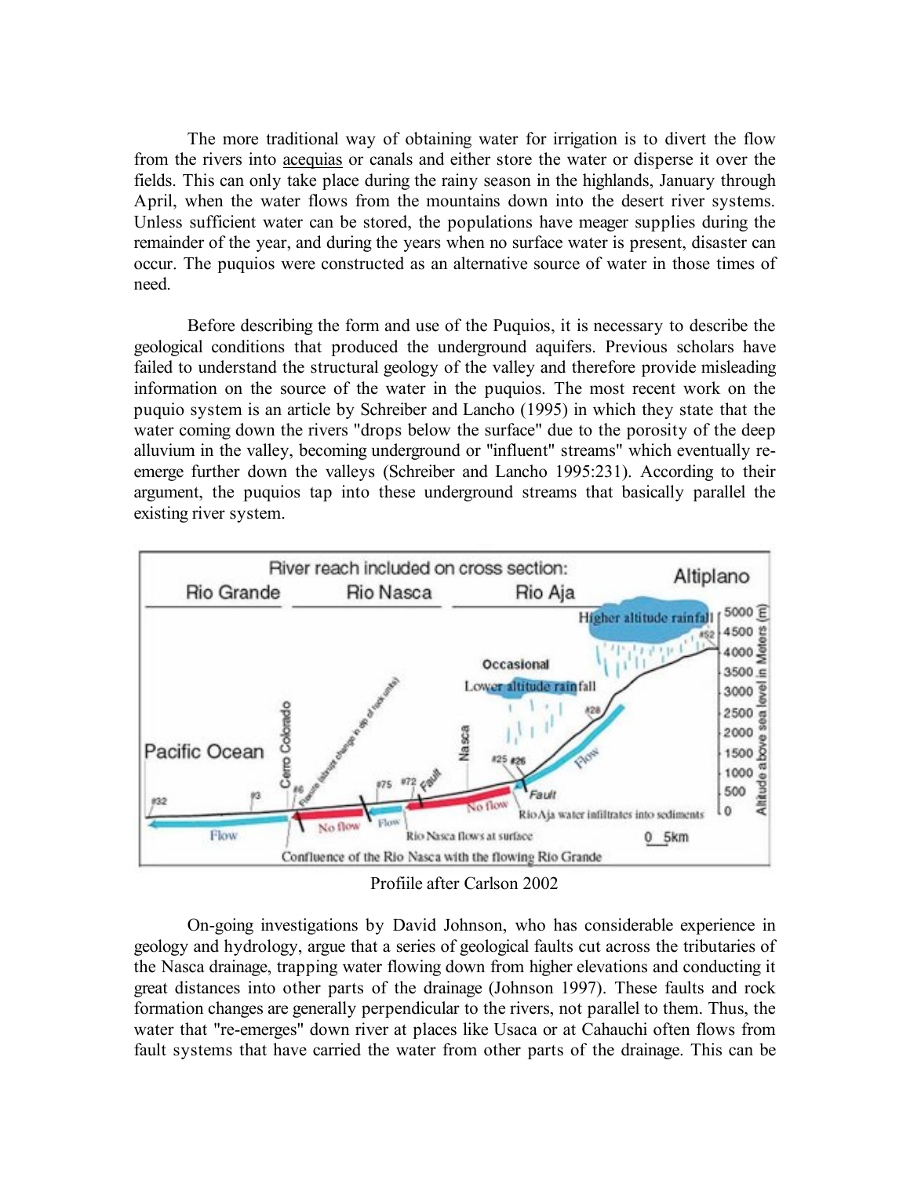The more traditional way of obtaining water for irrigation is to divert the flow from the rivers into acequias or canals and either store the water or disperse it over the fields. This can only take place during the rainy season in the highlands, January through April, when the water flows from the mountains down into the desert river systems. Unless sufficient water can be stored, the populations have meager supplies during the remainder of the year, and during the years when no surface water is present, disaster can occur. The puquios were constructed as an alternative source of water in those times of need.

Before describing the form and use of the Puquios, it is necessary to describe the geological conditions that produced the underground aquifers. Previous scholars have failed to understand the structural geology of the valley and therefore provide misleading information on the source of the water in the puquios. The most recent work on the puquio system is an article by Schreiber and Lancho (1995) in which they state that the water coming down the rivers "drops below the surface" due to the porosity of the deep alluvium in the valley, becoming underground or "influent" streams" which eventually re-emerge further down the valleys (Schreiber and Lancho 1995:231). According to their argument, the puquios tap into these underground streams that basically parallel the existing river system.

Profiile after Carlson 2002

On-going investigations by David Johnson, who has considerable experience in geology and hydrology, argue that a series of geological faults cut across the tributaries of the Nasca drainage, trapping water flowing down from higher elevations and conducting it great distances into other parts of the drainage (Johnson 1997). These faults and rock formation changes are generally perpendicular to the rivers, not parallel to them. Thus, the water that "re-emerges" down river at places like Usaca or at Cahauchi often flows from fault systems that have carried the water from other parts of the drainage. This can be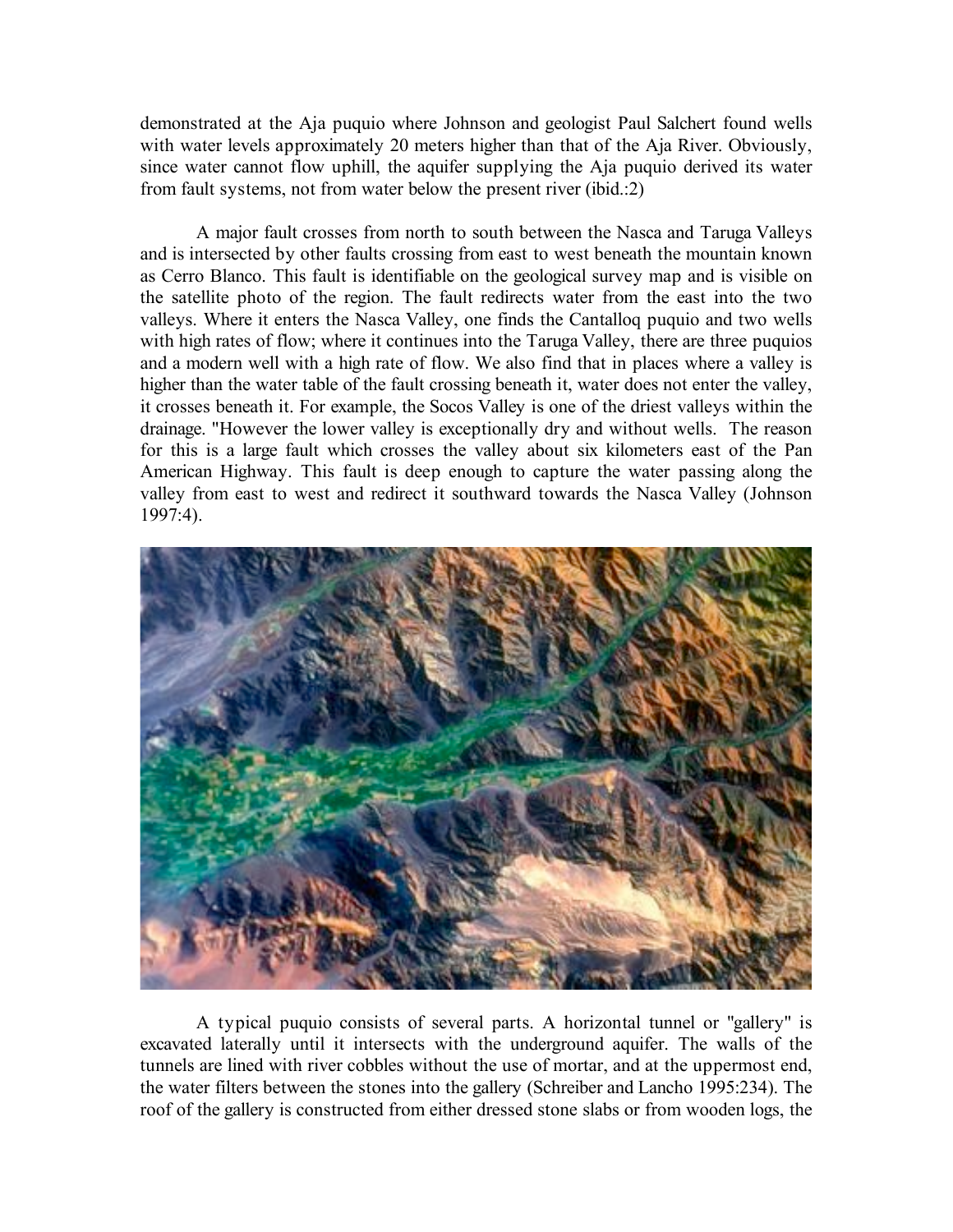demonstrated at the Aja puquio where Johnson and geologist Paul Salchert found wells with water levels approximately 20 meters higher than that of the Aja River. Obviously, since water cannot flow uphill, the aquifer supplying the Aja puquio derived its water from fault systems, not from water below the present river (ibid.:2)

A major fault crosses from north to south between the Nasca and Taruga Valleys and is intersected by other faults crossing from east to west beneath the mountain known as Cerro Blanco. This fault is identifiable on the geological survey map and is visible on the satellite photo of the region. The fault redirects water from the east into the two valleys. Where it enters the Nasca Valley, one finds the Cantalloq puquio and two wells with high rates of flow; where it continues into the Taruga Valley, there are three puquios and a modern well with a high rate of flow. We also find that in places where a valley is higher than the water table of the fault crossing beneath it, water does not enter the valley, it crosses beneath it. For example, the Socos Valley is one of the driest valleys within the drainage. "However the lower valley is exceptionally dry and without wells. The reason for this is a large fault which crosses the valley about six kilometers east of the Pan American Highway. This fault is deep enough to capture the water passing along the valley from east to west and redirect it southward towards the Nasca Valley (Johnson 1997:4).

A typical puquio consists of several parts. A horizontal tunnel or "gallery" is excavated laterally until it intersects with the underground aquifer. The walls of the tunnels are lined with river cobbles without the use of mortar, and at the uppermost end, the water filters between the stones into the gallery (Schreiber and Lancho 1995:234). The roof of the gallery is constructed from either dressed stone slabs or from wooden logs, the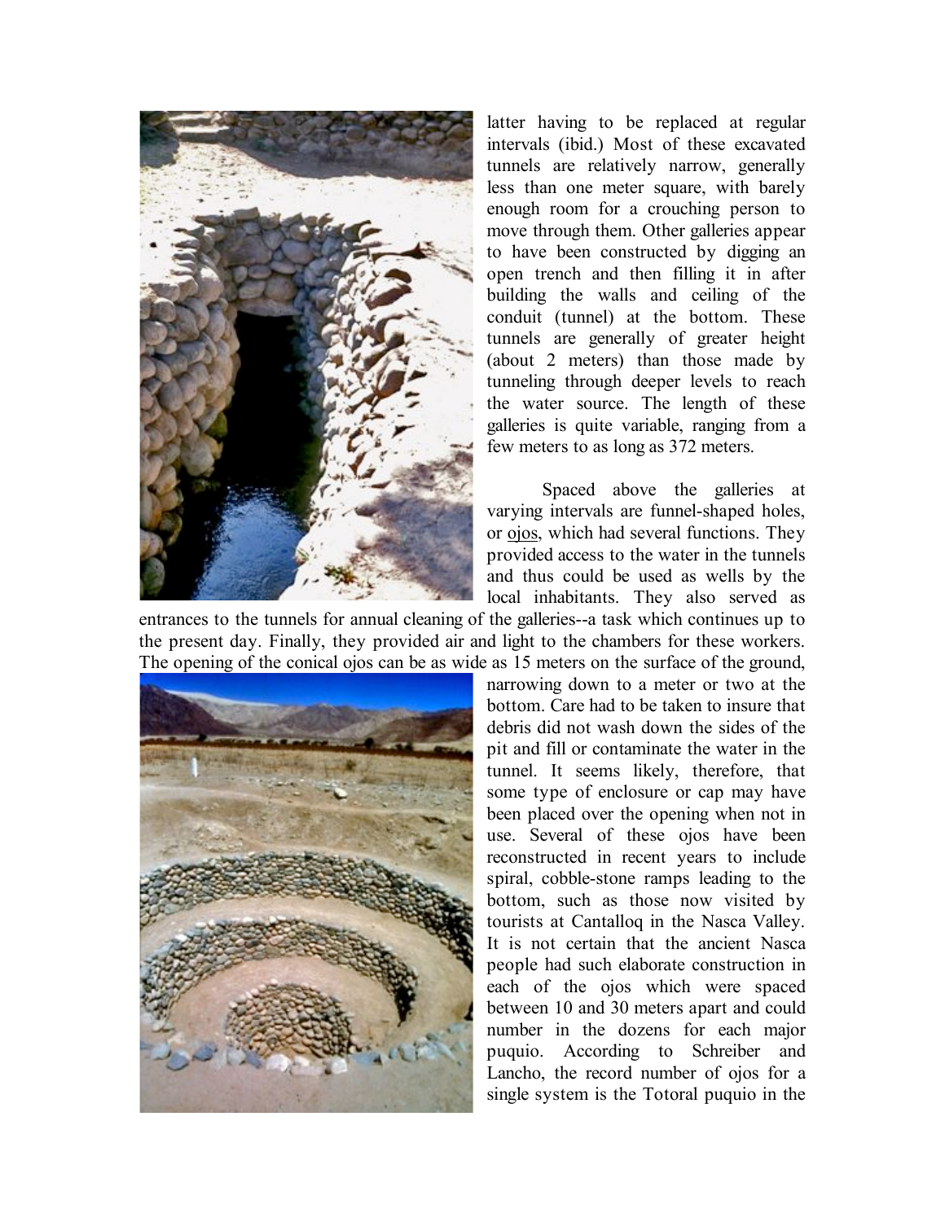latter having to be replaced at regular intervals (ibid.) Most of these excavated tunnels are relatively narrow, generally less than one meter square, with barely enough room for a crouching person to move through them. Other galleries appear to have been constructed by digging an open trench and then filling it in after building the walls and ceiling of the conduit (tunnel) at the bottom. These tunnels are generally of greater height (about 2 meters) than those made by tunneling through deeper levels to reach the water source. The length of these galleries is quite variable, ranging from a few meters to as long as 372 meters.

Spaced above the galleries at varying intervals are funnel-shaped holes, or ojos, which had several functions. They provided access to the water in the tunnels and thus could be used as wells by the local inhabitants. They also served as entrances to the tunnels for annual cleaning of the galleries--a task which continues up to the present day. Finally, they provided air and light to the chambers for these workers. The opening of the conical ojos can be as wide as 15 meters on the surface of the ground, narrowing down to a meter or two at the bottom. Care had to be taken to insure that debris did not wash down the sides of the pit and fill or contaminate the water in the tunnel. It seems likely, therefore, that some type of enclosure or cap may have been placed over the opening when not in use. Several of these ojos have been reconstructed in recent years to include spiral, cobble-stone ramps leading to the bottom, such as those now visited by tourists at Cantalloq in the Nasca Valley. It is not certain that the ancient Nasca people had such elaborate construction in each of the ojos which were spaced between 10 and 30 meters apart and could number in the dozens for each major puquio. According to Schreiber and Lancho, the record number of ojos for a single system is the Totoral puquio in the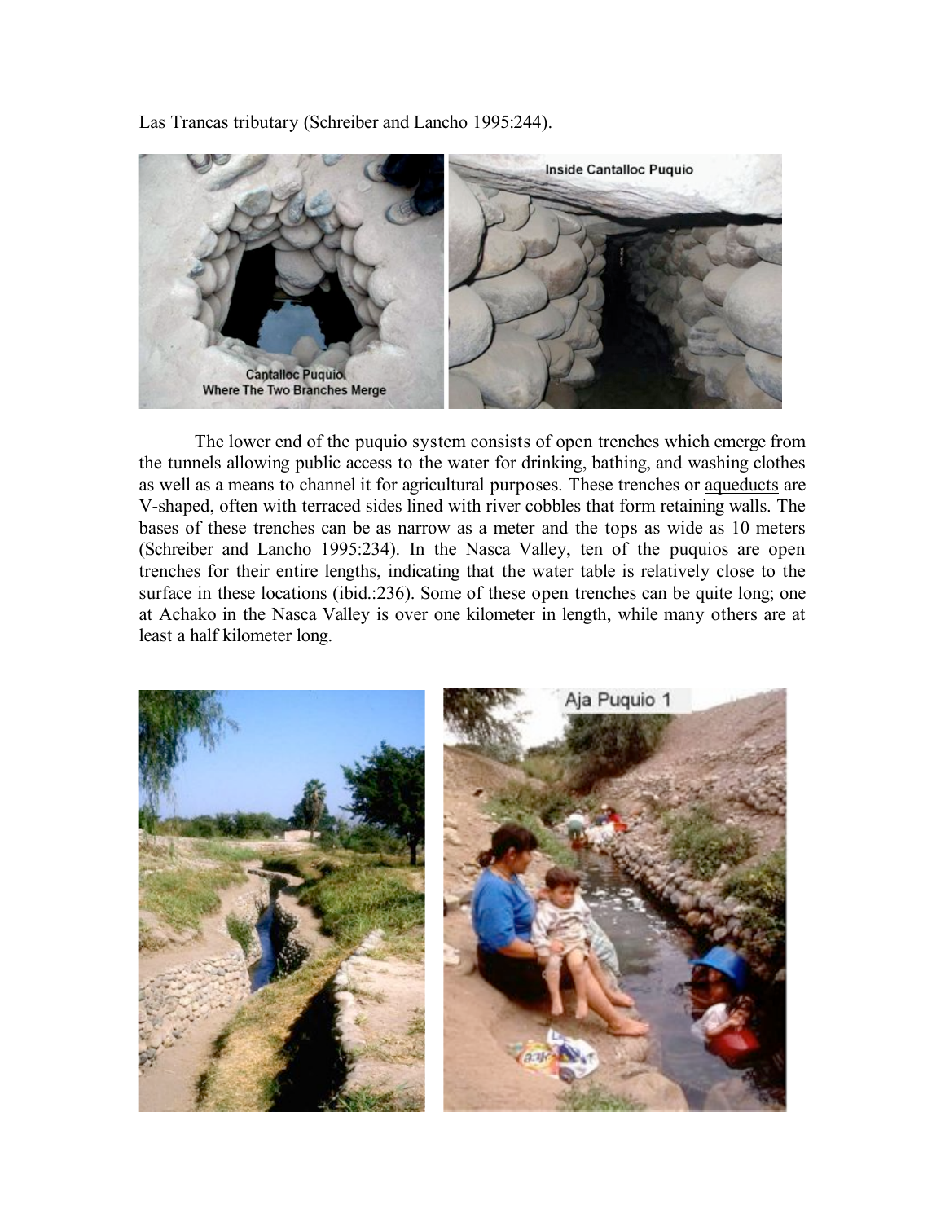Las Trancas tributary (Schreiber and Lancho 1995:244).

The lower end of the puquio system consists of open trenches which emerge from the tunnels allowing public access to the water for drinking, bathing, and washing clothes as well as a means to channel it for agricultural purposes. These trenches or aqueducts are V-shaped, often with terraced sides lined with river cobbles that form retaining walls. The bases of these trenches can be as narrow as a meter and the tops as wide as 10 meters (Schreiber and Lancho 1995:234). In the Nasca Valley, ten of the puquios are open trenches for their entire lengths, indicating that the water table is relatively close to the surface in these locations (ibid.:236). Some of these open trenches can be quite long; one at Achako in the Nasca Valley is over one kilometer in length, while many others are at least a half kilometer long.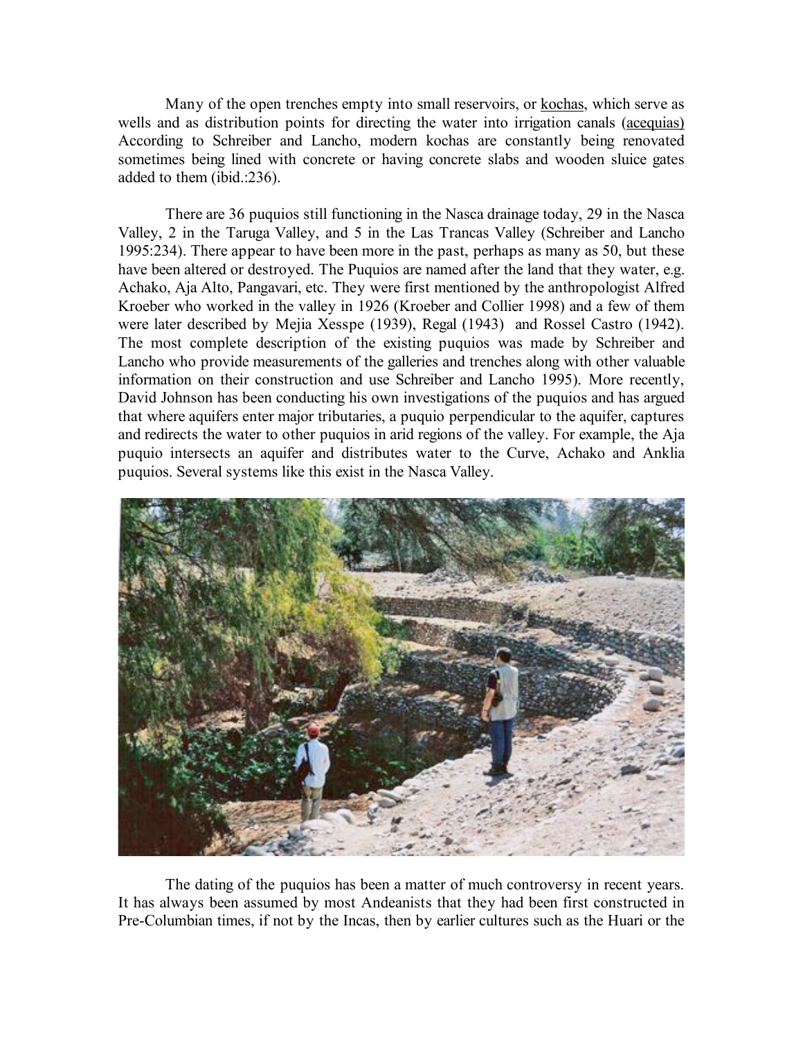Many of the open trenches empty into small reservoirs, or kochas, which serve as wells and as distribution points for directing the water into irrigation canals (acequias) According to Schreiber and Lancho, modern kochas are constantly being renovated sometimes being lined with concrete or having concrete slabs and wooden sluice gates added to them (ibid.:236).

There are 36 puquios still functioning in the Nasca drainage today, 29 in the Nasca Valley, 2 in the Taruga Valley, and 5 in the Las Trancas Valley (Schreiber and Lancho 1995:234). There appear to have been more in the past, perhaps as many as 50, but these have been altered or destroyed. The Puquios are named after the land that they water, e.g. Achako, Aja Alto, Pangavari, etc. They were first mentioned by the anthropologist Alfred Kroeber who worked in the valley in 1926 (Kroeber and Collier 1998) and a few of them were later described by Mejia Xesspe (1939), Regal (1943) and Rossel Castro (1942). The most complete description of the existing puquios was made by Schreiber and Lancho who provide measurements of the galleries and trenches along with other valuable information on their construction and use Schreiber and Lancho 1995). More recently, David Johnson has been conducting his own investigations of the puquios and has argued that where aquifers enter major tributaries, a puquio perpendicular to the aquifer, captures and redirects the water to other puquios in arid regions of the valley. For example, the Aja puquio intersects an aquifer and distributes water to the Curve, Achako and Anklia puquios. Several systems like this exist in the Nasca Valley.

The dating of the puquios has been a matter of much controversy in recent years. It has always been assumed by most Andeanists that they had been first constructed in Pre-Columbian times, if not by the Incas, then by earlier cultures such as the Huari or the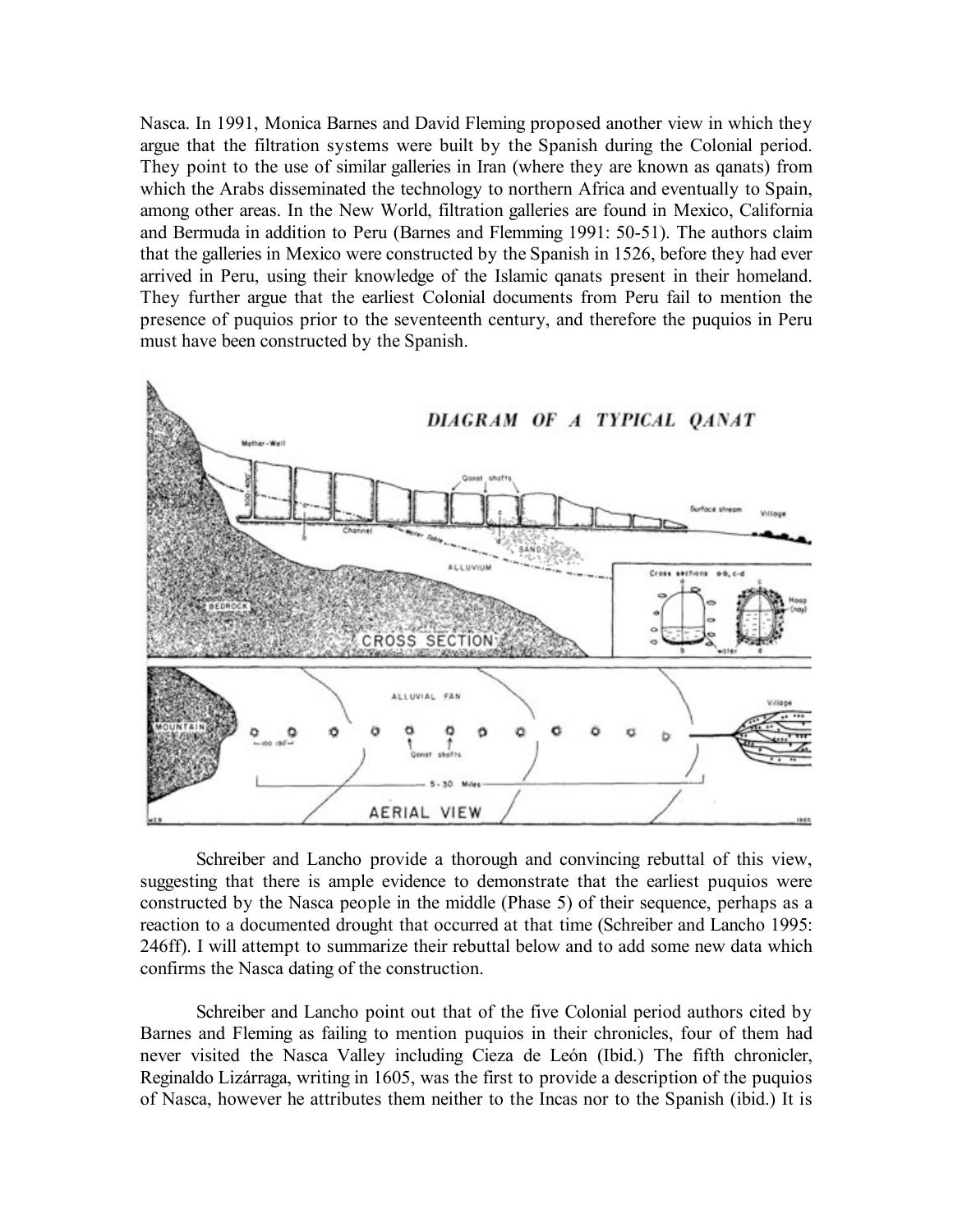Nasca. In 1991, Monica Barnes and David Fleming proposed another view in which they argue that the filtration systems were built by the Spanish during the Colonial period. They point to the use of similar galleries in Iran (where they are known as qanats) from which the Arabs disseminated the technology to northern Africa and eventually to Spain, among other areas. In the New World, filtration galleries are found in Mexico, California and Bermuda in addition to Peru (Barnes and Flemming 1991: 50-51). The authors claim that the galleries in Mexico were constructed by the Spanish in 1526, before they had ever arrived in Peru, using their knowledge of the Islamic qanats present in their homeland. They further argue that the earliest Colonial documents from Peru fail to mention the presence of puquios prior to the seventeenth century, and therefore the puquios in Peru must have been constructed by the Spanish.

Schreiber and Lancho provide a thorough and convincing rebuttal of this view, suggesting that there is ample evidence to demonstrate that the earliest puquios were constructed by the Nasca people in the middle (Phase 5) of their sequence, perhaps as a reaction to a documented drought that occurred at that time (Schreiber and Lancho 1995: 246ff). I will attempt to summarize their rebuttal below and to add some new data which confirms the Nasca dating of the construction.

Schreiber and Lancho point out that of the five Colonial period authors cited by Barnes and Fleming as failing to mention puquios in their chronicles, four of them had never visited the Nasca Valley including Cieza de León (Ibid.) The fifth chronicler, Reginaldo Lizárraga, writing in 1605, was the first to provide a description of the puquios of Nasca, however he attributes them neither to the Incas nor to the Spanish (ibid.) It is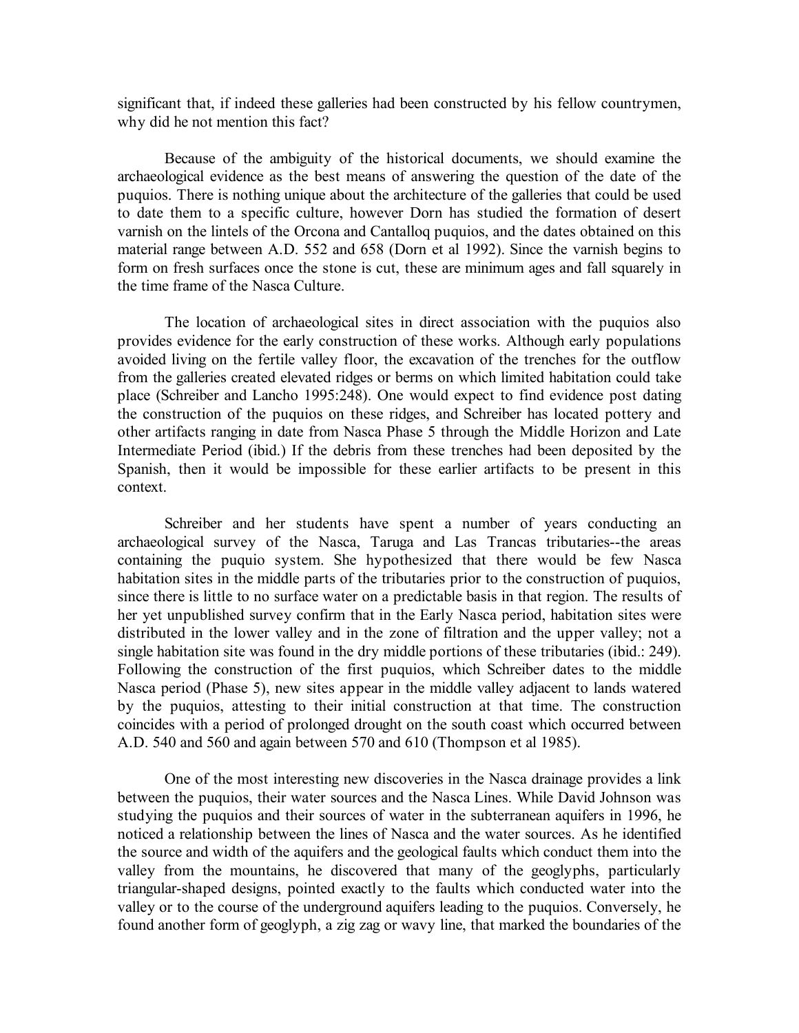significant that, if indeed these galleries had been constructed by his fellow countrymen, why did he not mention this fact?

Because of the ambiguity of the historical documents, we should examine the archaeological evidence as the best means of answering the question of the date of the puquios. There is nothing unique about the architecture of the galleries that could be used to date them to a specific culture, however Dorn has studied the formation of desert varnish on the lintels of the Orcona and Cantalloq puquios, and the dates obtained on this material range between A.D. 552 and 658 (Dorn et al 1992). Since the varnish begins to form on fresh surfaces once the stone is cut, these are minimum ages and fall squarely in the time frame of the Nasca Culture.

The location of archaeological sites in direct association with the puquios also provides evidence for the early construction of these works. Although early populations avoided living on the fertile valley floor, the excavation of the trenches for the outflow from the galleries created elevated ridges or berms on which limited habitation could take place (Schreiber and Lancho 1995:248). One would expect to find evidence post dating the construction of the puquios on these ridges, and Schreiber has located pottery and other artifacts ranging in date from Nasca Phase 5 through the Middle Horizon and Late Intermediate Period (ibid.) If the debris from these trenches had been deposited by the Spanish, then it would be impossible for these earlier artifacts to be present in this context.

Schreiber and her students have spent a number of years conducting an archaeological survey of the Nasca, Taruga and Las Trancas tributaries--the areas containing the puquio system. She hypothesized that there would be few Nasca habitation sites in the middle parts of the tributaries prior to the construction of puquios, since there is little to no surface water on a predictable basis in that region. The results of her yet unpublished survey confirm that in the Early Nasca period, habitation sites were distributed in the lower valley and in the zone of filtration and the upper valley; not a single habitation site was found in the dry middle portions of these tributaries (ibid.: 249). Following the construction of the first puquios, which Schreiber dates to the middle Nasca period (Phase 5), new sites appear in the middle valley adjacent to lands watered by the puquios, attesting to their initial construction at that time. The construction coincides with a period of prolonged drought on the south coast which occurred between A.D. 540 and 560 and again between 570 and 610 (Thompson et al 1985).

One of the most interesting new discoveries in the Nasca drainage provides a link between the puquios, their water sources and the Nasca Lines. While David Johnson was studying the puquios and their sources of water in the subterranean aquifers in 1996, he noticed a relationship between the lines of Nasca and the water sources. As he identified the source and width of the aquifers and the geological faults which conduct them into the valley from the mountains, he discovered that many of the geoglyphs, particularly triangular-shaped designs, pointed exactly to the faults which conducted water into the valley or to the course of the underground aquifers leading to the puquios. Conversely, he found another form of geoglyph, a zig zag or wavy line, that marked the boundaries of the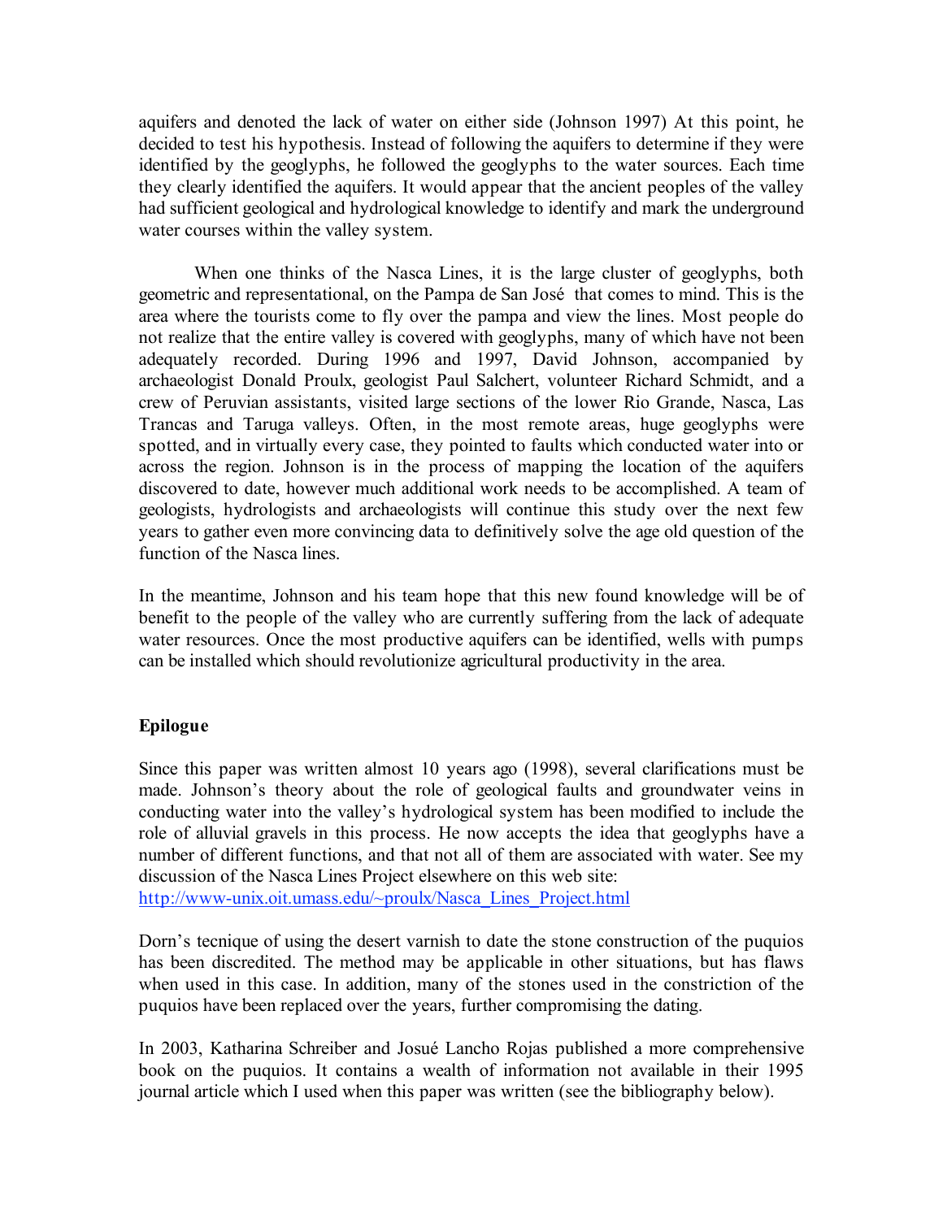aquifers and denoted the lack of water on either side (Johnson 1997) At this point, he decided to test his hypothesis. Instead of following the aquifers to determine if they were identified by the geoglyphs, he followed the geoglyphs to the water sources. Each time they clearly identified the aquifers. It would appear that the ancient peoples of the valley had sufficient geological and hydrological knowledge to identify and mark the underground water courses within the valley system.

When one thinks of the Nasca Lines, it is the large cluster of geoglyphs, both geometric and representational, on the Pampa de San José that comes to mind. This is the area where the tourists come to fly over the pampa and view the lines. Most people do not realize that the entire valley is covered with geoglyphs, many of which have not been adequately recorded. During 1996 and 1997, David Johnson, accompanied by archaeologist Donald Proulx, geologist Paul Salchert, volunteer Richard Schmidt, and a crew of Peruvian assistants, visited large sections of the lower Rio Grande, Nasca, Las Trancas and Taruga valleys. Often, in the most remote areas, huge geoglyphs were spotted, and in virtually every case, they pointed to faults which conducted water into or across the region. Johnson is in the process of mapping the location of the aquifers discovered to date, however much additional work needs to be accomplished. A team of geologists, hydrologists and archaeologists will continue this study over the next few years to gather even more convincing data to definitively solve the age old question of the function of the Nasca lines.

In the meantime, Johnson and his team hope that this new found knowledge will be of benefit to the people of the valley who are currently suffering from the lack of adequate water resources. Once the most productive aquifers can be identified, wells with pumps can be installed which should revolutionize agricultural productivity in the area.

### Epilogue

Since this paper was written almost 10 years ago (1998), several clarifications must be made. Johnson's theory about the role of geological faults and groundwater veins in conducting water into the valley's hydrological system has been modified to include the role of alluvial gravels in this process. He now accepts the idea that geoglyphs have a number of different functions, and that not all of them are associated with water. See my discussion of the Nasca Lines Project elsewhere on this web site:
[http://www-unix.oit.umass.edu/~proulx/Nasca_Lines_Project.html](http://www-unix.oit.umass.edu/~proulx/Nasca_Lines_Project.html)

Dorn's tecnique of using the desert varnish to date the stone construction of the puquios has been discredited. The method may be applicable in other situations, but has flaws when used in this case. In addition, many of the stones used in the constriction of the puquios have been replaced over the years, further compromising the dating.

In 2003, Katharina Schreiber and Josué Lancho Rojas published a more comprehensive book on the puquios. It contains a wealth of information not available in their 1995 journal article which I used when this paper was written (see the bibliography below).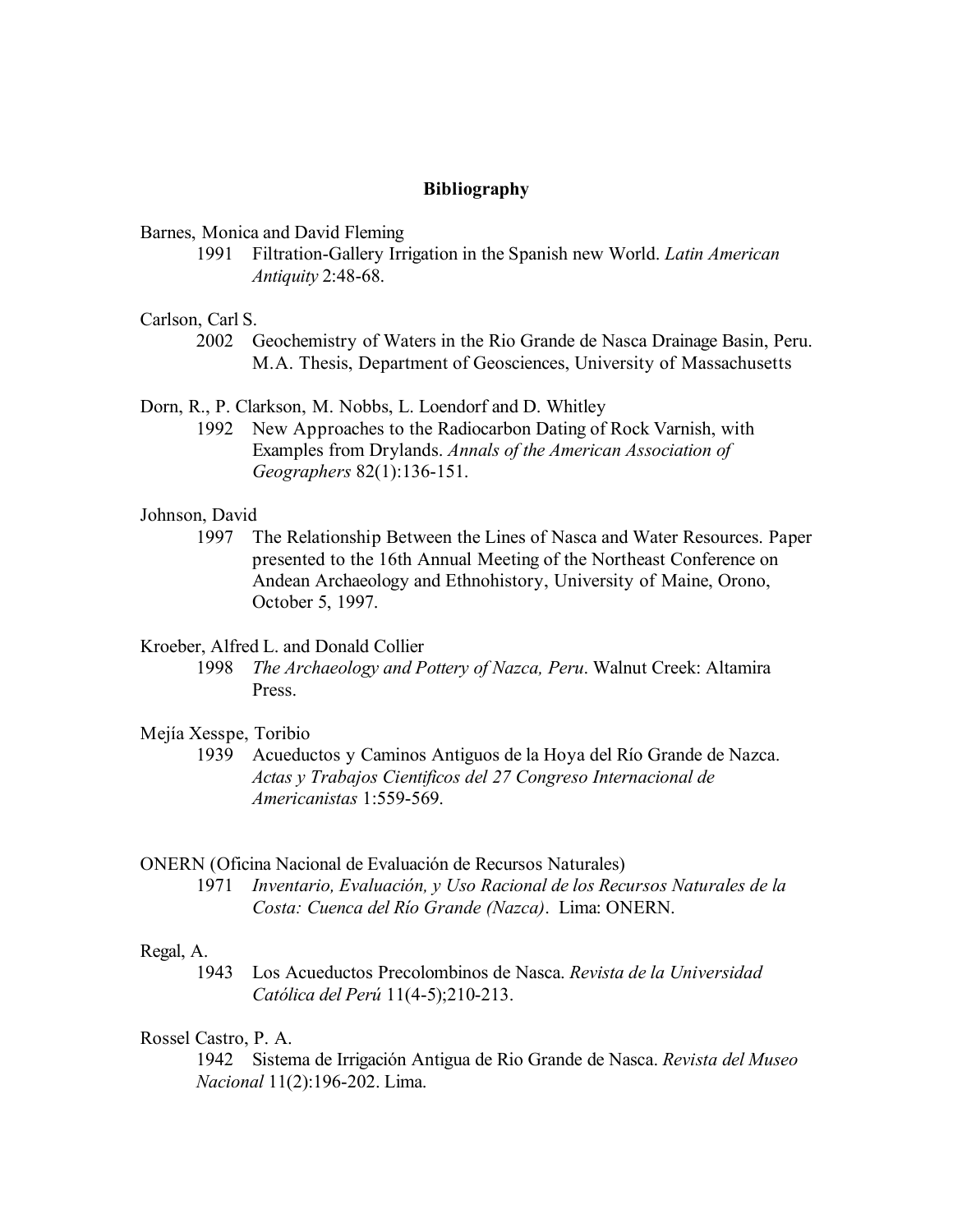## Bibliography

Barnes, Monica and David Fleming
1991 Filtration-Gallery Irrigation in the Spanish new World. *Latin American Antiquity* 2:48-68.

Carlson, Carl S.
2002 Geochemistry of Waters in the Rio Grande de Nasca Drainage Basin, Peru. M.A. Thesis, Department of Geosciences, University of Massachusetts

Dorn, R., P. Clarkson, M. Nobbs, L. Loendorf and D. Whitley
1992 New Approaches to the Radiocarbon Dating of Rock Varnish, with Examples from Drylands. *Annals of the American Association of Geographers* 82(1):136-151.

Johnson, David
1997 The Relationship Between the Lines of Nasca and Water Resources. Paper presented to the 16th Annual Meeting of the Northeast Conference on Andean Archaeology and Ethnohistory, University of Maine, Orono, October 5, 1997.

Kroeber, Alfred L. and Donald Collier
1998 *The Archaeology and Pottery of Nazca, Peru*. Walnut Creek: Altamira Press.

Mejía Xesspe, Toribio
1939 Acueductos y Caminos Antiguos de la Hoya del Río Grande de Nazca. *Actas y Trabajos Cientificos del 27 Congreso Internacional de Americanistas* 1:559-569.

ONERN (Oficina Nacional de Evaluación de Recursos Naturales)
1971 *Inventario, Evaluación, y Uso Racional de los Recursos Naturales de la Costa: Cuenca del Río Grande (Nazca)*. Lima: ONERN.

Regal, A.
1943 Los Acueductos Precolombinos de Nasca. *Revista de la Universidad Católica del Perú* 11(4-5);210-213.

Rossel Castro, P. A.
1942 Sistema de Irrigación Antigua de Rio Grande de Nasca. *Revista del Museo Nacional* 11(2):196-202. Lima.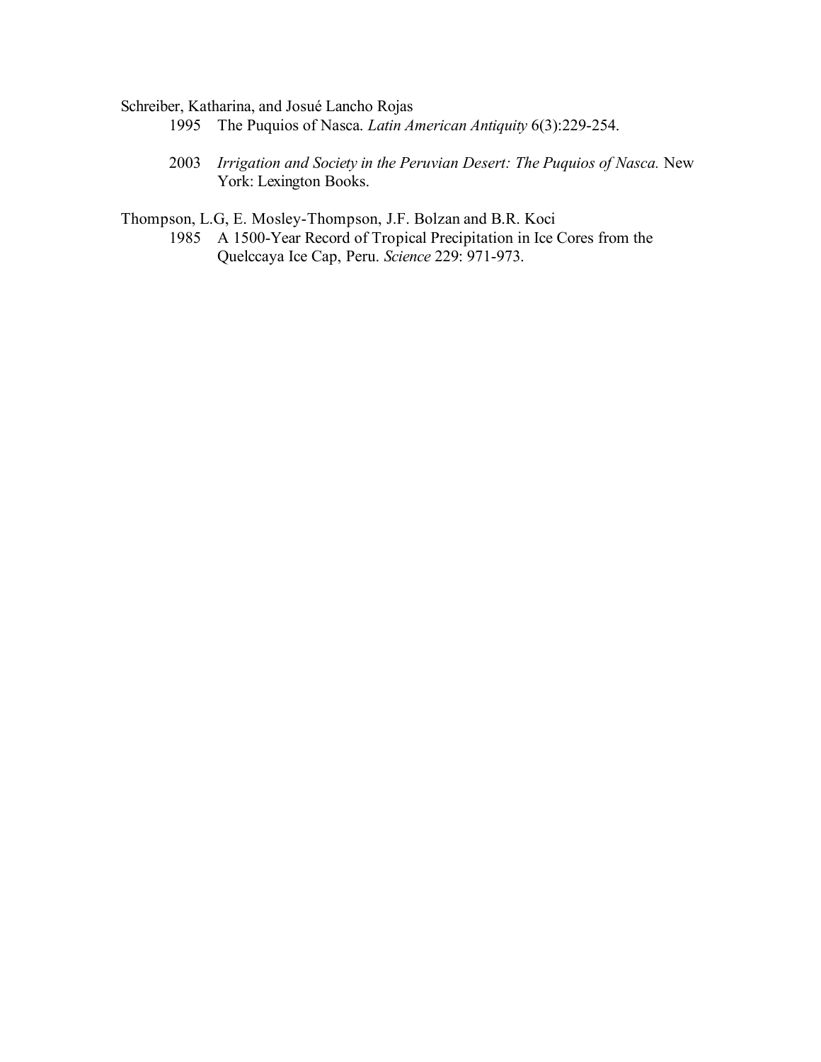Schreiber, Katharina, and Josué Lancho Rojas

1995 The Puquios of Nasca. *Latin American Antiquity* 6(3):229-254.

2003 *Irrigation and Society in the Peruvian Desert: The Puquios of Nasca.* New York: Lexington Books.

Thompson, L.G, E. Mosley-Thompson, J.F. Bolzan and B.R. Koci

1985 A 1500-Year Record of Tropical Precipitation in Ice Cores from the Quelccaya Ice Cap, Peru. *Science* 229: 971-973.